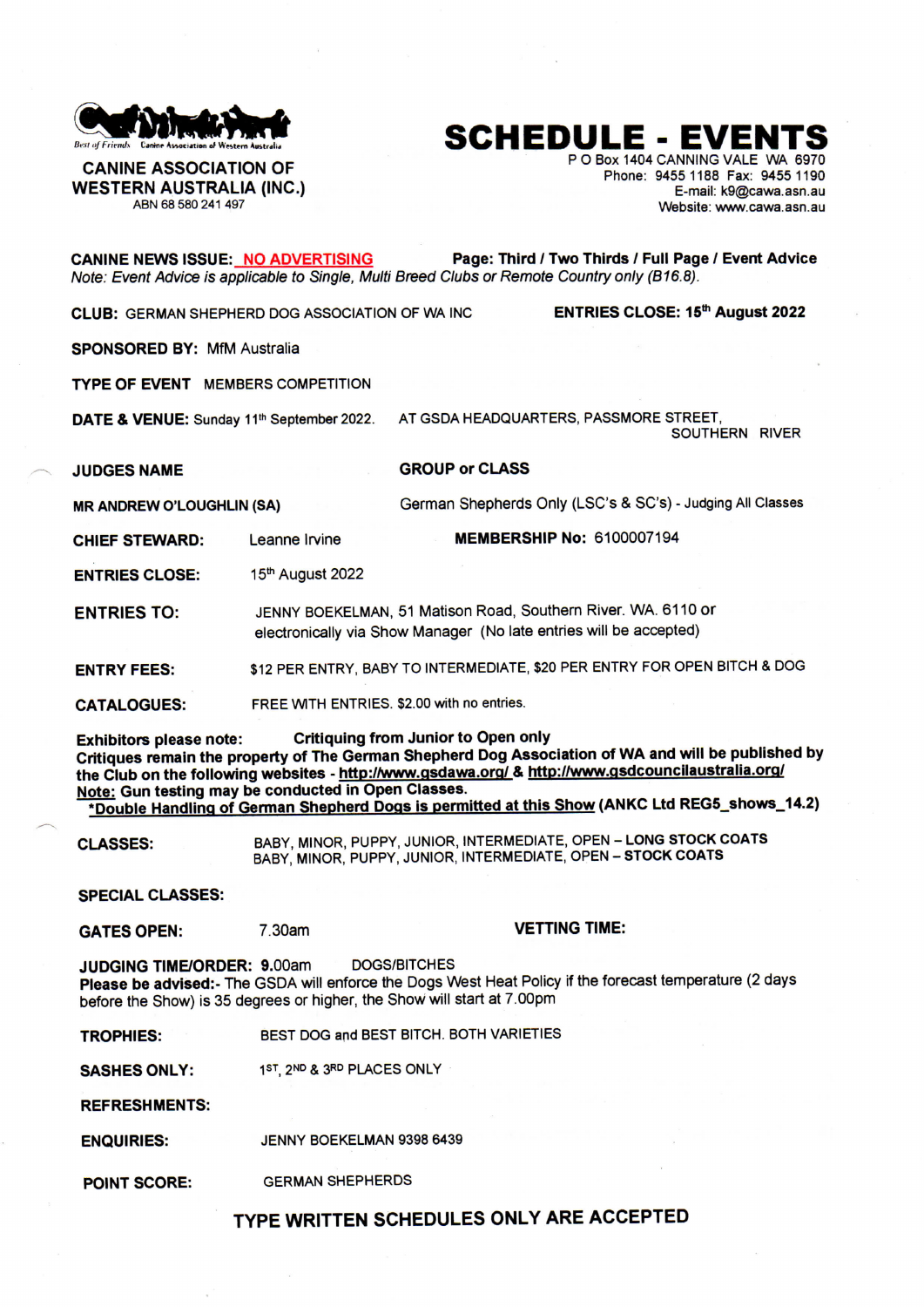Best of Friends Canine Association of Western Australia

**CANINE ASSOCIATION OF WESTERN AUSTRALIA (INC.)**
ABN 68 580 241 497

# SCHEDULE - EVENTS

P O Box 1404 CANNING VALE WA 6970
Phone: 9455 1188 Fax: 9455 1190
E-mail: k9@cawa.asn.au
Website: www.cawa.asn.au

**CANINE NEWS ISSUE:** **NO ADVERTISING** **Page: Third / Two Thirds / Full Page / Event Advice**
*Note: Event Advice is applicable to Single, Multi Breed Clubs or Remote Country only (B16.8).*

**CLUB:** GERMAN SHEPHERD DOG ASSOCIATION OF WA INC **ENTRIES CLOSE: 15th August 2022**

**SPONSORED BY:** MfM Australia

**TYPE OF EVENT** MEMBERS COMPETITION

**DATE & VENUE:** Sunday 11th September 2022. AT GSDA HEADQUARTERS, PASSMORE STREET, SOUTHERN RIVER

| **JUDGES NAME** | **GROUP or CLASS** |
|---|---|
| **MR ANDREW O'LOUGHLIN (SA)** | German Shepherds Only (LSC's & SC's) - Judging All Classes |

**CHIEF STEWARD:** Leanne Irvine **MEMBERSHIP No:** 6100007194

**ENTRIES CLOSE:** 15th August 2022

**ENTRIES TO:** JENNY BOEKELMAN, 51 Matison Road, Southern River. WA. 6110 or electronically via Show Manager (No late entries will be accepted)

**ENTRY FEES:** $12 PER ENTRY, BABY TO INTERMEDIATE, $20 PER ENTRY FOR OPEN BITCH & DOG

**CATALOGUES:** FREE WITH ENTRIES. $2.00 with no entries.

**Exhibitors please note:** **Critiquing from Junior to Open only**
**Critiques remain the property of The German Shepherd Dog Association of WA and will be published by the Club on the following websites - http://www.gsdawa.org/ & http://www.gsdcouncilaustralia.org/**
**Note: Gun testing may be conducted in Open Classes.**
**\*Double Handling of German Shepherd Dogs is permitted at this Show (ANKC Ltd REG5_shows_14.2)**

**CLASSES:** BABY, MINOR, PUPPY, JUNIOR, INTERMEDIATE, OPEN – **LONG STOCK COATS**
BABY, MINOR, PUPPY, JUNIOR, INTERMEDIATE, OPEN – **STOCK COATS**

**SPECIAL CLASSES:**

**GATES OPEN:** 7.30am **VETTING TIME:**

**JUDGING TIME/ORDER: 9.**00am DOGS/BITCHES
**Please be advised:-** The GSDA will enforce the Dogs West Heat Policy if the forecast temperature (2 days before the Show) is 35 degrees or higher, the Show will start at 7.00pm

**TROPHIES:** BEST DOG and BEST BITCH. BOTH VARIETIES

**SASHES ONLY:** 1ST, 2ND & 3RD PLACES ONLY

**REFRESHMENTS:**

**ENQUIRIES:** JENNY BOEKELMAN 9398 6439

**POINT SCORE:** GERMAN SHEPHERDS

**TYPE WRITTEN SCHEDULES ONLY ARE ACCEPTED**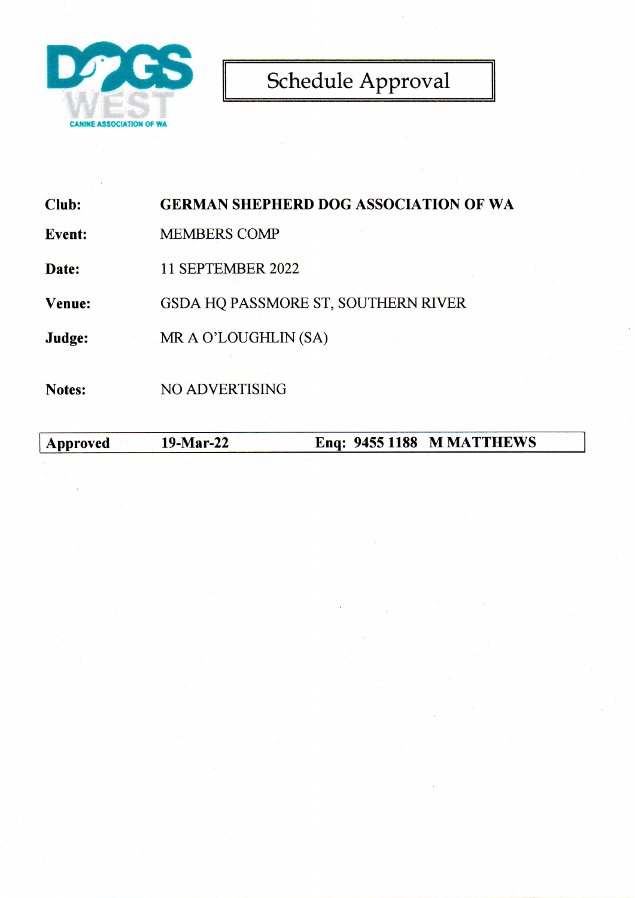DOGS WEST
CANINE ASSOCIATION OF WA

# Schedule Approval

| | |
|---|---|
| **Club:** | **GERMAN SHEPHERD DOG ASSOCIATION OF WA** |
| **Event:** | MEMBERS COMP |
| **Date:** | 11 SEPTEMBER 2022 |
| **Venue:** | GSDA HQ PASSMORE ST, SOUTHERN RIVER |
| **Judge:** | MR A O'LOUGHLIN (SA) |
| **Notes:** | NO ADVERTISING |

| | | |
|---|---|---|
| **Approved** | **19-Mar-22** | **Enq: 9455 1188 M MATTHEWS** |